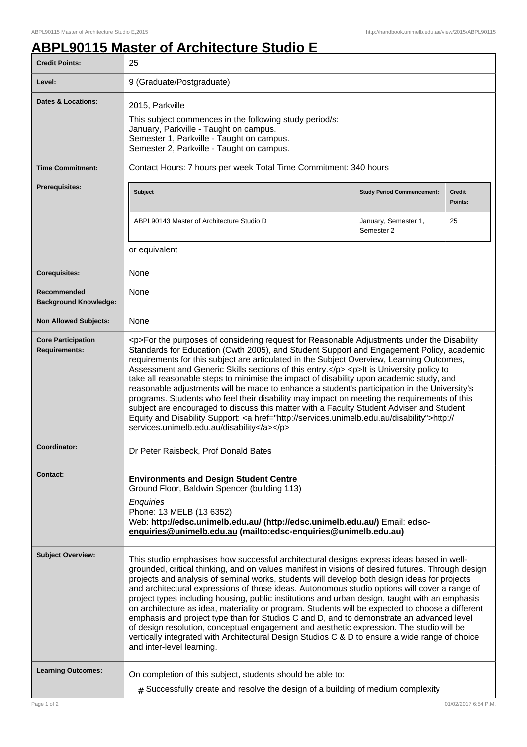# ABPL90115 Master of Architecture Studio E

| | |
|---|---|
| **Credit Points:** | 25 |
| **Level:** | 9 (Graduate/Postgraduate) |
| **Dates & Locations:** | 2015, Parkville<br>This subject commences in the following study period/s:<br>January, Parkville - Taught on campus.<br>Semester 1, Parkville - Taught on campus.<br>Semester 2, Parkville - Taught on campus. |
| **Time Commitment:** | Contact Hours: 7 hours per week Total Time Commitment: 340 hours |
| **Prerequisites:** | **Subject** / **Study Period Commencement:** / **Credit Points:**<br>ABPL90143 Master of Architecture Studio D / January, Semester 1, Semester 2 / 25<br>or equivalent |
| **Corequisites:** | None |
| **Recommended Background Knowledge:** | None |
| **Non Allowed Subjects:** | None |
| **Core Participation Requirements:** | <p>For the purposes of considering request for Reasonable Adjustments under the Disability Standards for Education (Cwth 2005), and Student Support and Engagement Policy, academic requirements for this subject are articulated in the Subject Overview, Learning Outcomes, Assessment and Generic Skills sections of this entry.</p> <p>It is University policy to take all reasonable steps to minimise the impact of disability upon academic study, and reasonable adjustments will be made to enhance a student's participation in the University's programs. Students who feel their disability may impact on meeting the requirements of this subject are encouraged to discuss this matter with a Faculty Student Adviser and Student Equity and Disability Support: <a href="http://services.unimelb.edu.au/disability">http://services.unimelb.edu.au/disability</a></p> |
| **Coordinator:** | Dr Peter Raisbeck, Prof Donald Bates |
| **Contact:** | **Environments and Design Student Centre**<br>Ground Floor, Baldwin Spencer (building 113)<br>*Enquiries*<br>Phone: 13 MELB (13 6352)<br>Web: **http://edsc.unimelb.edu.au/ (http://edsc.unimelb.edu.au/)** Email: **edsc-enquiries@unimelb.edu.au (mailto:edsc-enquiries@unimelb.edu.au)** |
| **Subject Overview:** | This studio emphasises how successful architectural designs express ideas based in well-grounded, critical thinking, and on values manifest in visions of desired futures. Through design projects and analysis of seminal works, students will develop both design ideas for projects and architectural expressions of those ideas. Autonomous studio options will cover a range of project types including housing, public institutions and urban design, taught with an emphasis on architecture as idea, materiality or program. Students will be expected to choose a different emphasis and project type than for Studios C and D, and to demonstrate an advanced level of design resolution, conceptual engagement and aesthetic expression. The studio will be vertically integrated with Architectural Design Studios C & D to ensure a wide range of choice and inter-level learning. |
| **Learning Outcomes:** | On completion of this subject, students should be able to:<br># Successfully create and resolve the design of a building of medium complexity |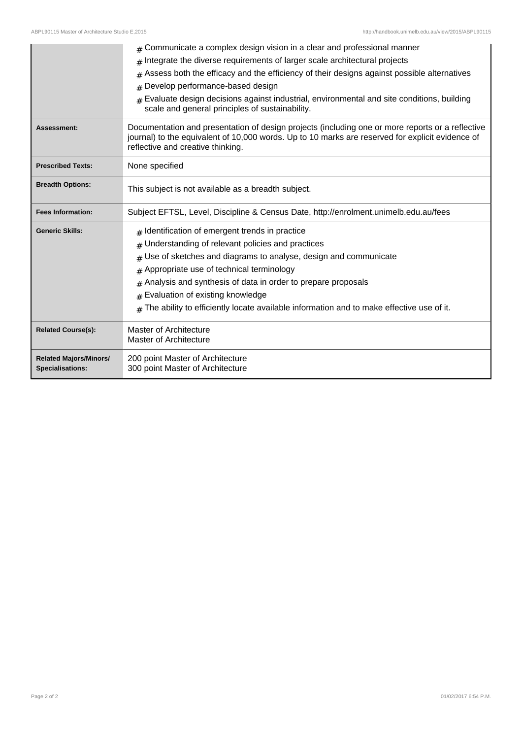| | |
|---|---|
| | # Communicate a complex design vision in a clear and professional manner<br># Integrate the diverse requirements of larger scale architectural projects<br># Assess both the efficacy and the efficiency of their designs against possible alternatives<br># Develop performance-based design<br># Evaluate design decisions against industrial, environmental and site conditions, building scale and general principles of sustainability. |
| **Assessment:** | Documentation and presentation of design projects (including one or more reports or a reflective journal) to the equivalent of 10,000 words. Up to 10 marks are reserved for explicit evidence of reflective and creative thinking. |
| **Prescribed Texts:** | None specified |
| **Breadth Options:** | This subject is not available as a breadth subject. |
| **Fees Information:** | Subject EFTSL, Level, Discipline & Census Date, http://enrolment.unimelb.edu.au/fees |
| **Generic Skills:** | # Identification of emergent trends in practice<br># Understanding of relevant policies and practices<br># Use of sketches and diagrams to analyse, design and communicate<br># Appropriate use of technical terminology<br># Analysis and synthesis of data in order to prepare proposals<br># Evaluation of existing knowledge<br># The ability to efficiently locate available information and to make effective use of it. |
| **Related Course(s):** | Master of Architecture<br>Master of Architecture |
| **Related Majors/Minors/ Specialisations:** | 200 point Master of Architecture<br>300 point Master of Architecture |